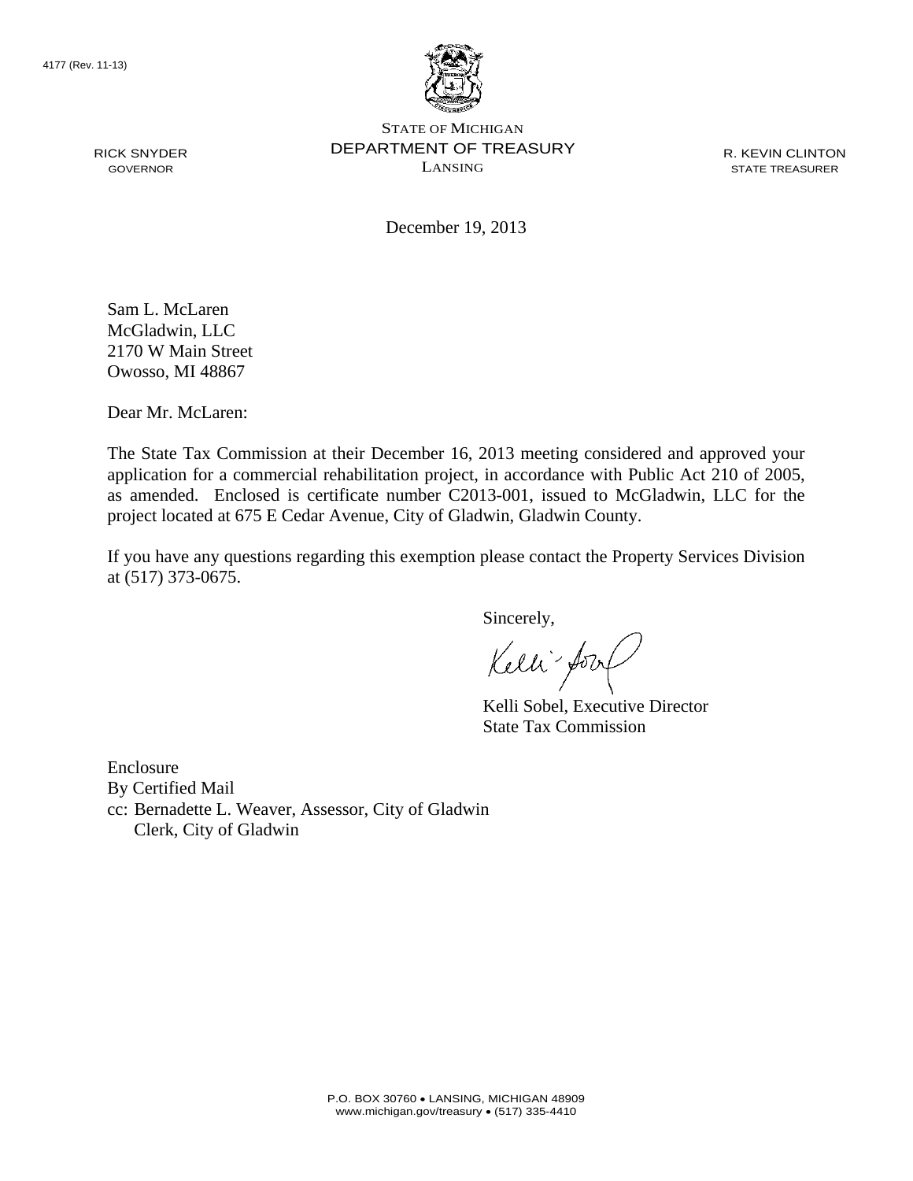4177 (Rev. 11-13)

STATE OF MICHIGAN
DEPARTMENT OF TREASURY
LANSING

RICK SNYDER
GOVERNOR

R. KEVIN CLINTON
STATE TREASURER

December 19, 2013

Sam L. McLaren
McGladwin, LLC
2170 W Main Street
Owosso, MI 48867

Dear Mr. McLaren:

The State Tax Commission at their December 16, 2013 meeting considered and approved your application for a commercial rehabilitation project, in accordance with Public Act 210 of 2005, as amended. Enclosed is certificate number C2013-001, issued to McGladwin, LLC for the project located at 675 E Cedar Avenue, City of Gladwin, Gladwin County.

If you have any questions regarding this exemption please contact the Property Services Division at (517) 373-0675.

Sincerely,

Kelli Sobel, Executive Director
State Tax Commission

Enclosure
By Certified Mail
cc: Bernadette L. Weaver, Assessor, City of Gladwin
Clerk, City of Gladwin

P.O. BOX 30760 • LANSING, MICHIGAN 48909
www.michigan.gov/treasury • (517) 335-4410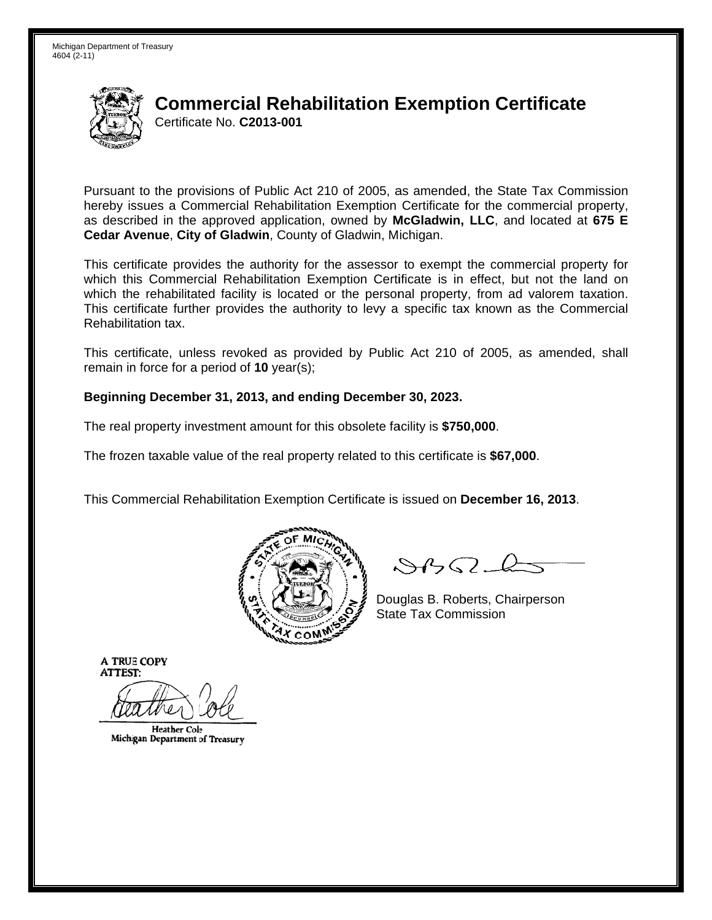Michigan Department of Treasury
4604 (2-11)

# Commercial Rehabilitation Exemption Certificate

Certificate No. **C2013-001**

Pursuant to the provisions of Public Act 210 of 2005, as amended, the State Tax Commission hereby issues a Commercial Rehabilitation Exemption Certificate for the commercial property, as described in the approved application, owned by **McGladwin, LLC**, and located at **675 E Cedar Avenue**, **City of Gladwin**, County of Gladwin, Michigan.

This certificate provides the authority for the assessor to exempt the commercial property for which this Commercial Rehabilitation Exemption Certificate is in effect, but not the land on which the rehabilitated facility is located or the personal property, from ad valorem taxation. This certificate further provides the authority to levy a specific tax known as the Commercial Rehabilitation tax.

This certificate, unless revoked as provided by Public Act 210 of 2005, as amended, shall remain in force for a period of **10** year(s);

**Beginning December 31, 2013, and ending December 30, 2023.**

The real property investment amount for this obsolete facility is **$750,000**.

The frozen taxable value of the real property related to this certificate is **$67,000**.

This Commercial Rehabilitation Exemption Certificate is issued on **December 16, 2013**.

Douglas B. Roberts, Chairperson
State Tax Commission

A TRUE COPY
ATTEST:

Heather Cole
Michigan Department of Treasury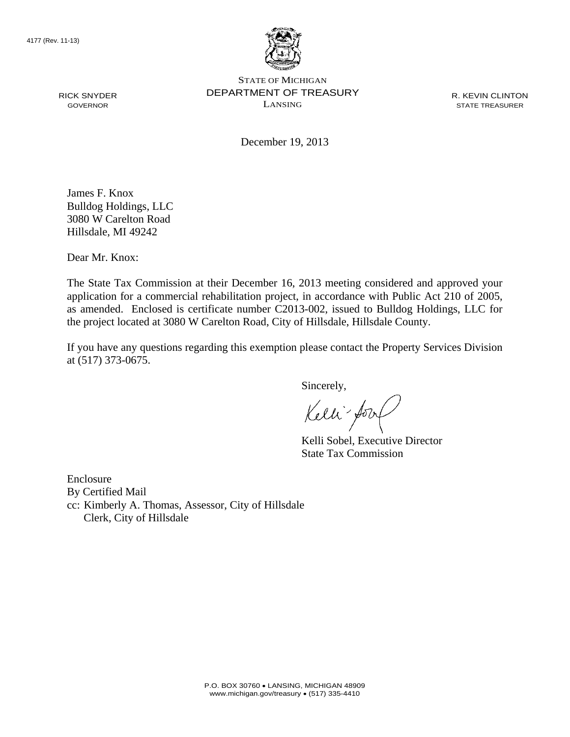4177 (Rev. 11-13)

STATE OF MICHIGAN
DEPARTMENT OF TREASURY
LANSING

RICK SNYDER
GOVERNOR

R. KEVIN CLINTON
STATE TREASURER

December 19, 2013

James F. Knox
Bulldog Holdings, LLC
3080 W Carelton Road
Hillsdale, MI 49242

Dear Mr. Knox:

The State Tax Commission at their December 16, 2013 meeting considered and approved your application for a commercial rehabilitation project, in accordance with Public Act 210 of 2005, as amended. Enclosed is certificate number C2013-002, issued to Bulldog Holdings, LLC for the project located at 3080 W Carelton Road, City of Hillsdale, Hillsdale County.

If you have any questions regarding this exemption please contact the Property Services Division at (517) 373-0675.

Sincerely,

Kelli Sobel, Executive Director
State Tax Commission

Enclosure
By Certified Mail
cc: Kimberly A. Thomas, Assessor, City of Hillsdale
Clerk, City of Hillsdale

P.O. BOX 30760 • LANSING, MICHIGAN 48909
www.michigan.gov/treasury • (517) 335-4410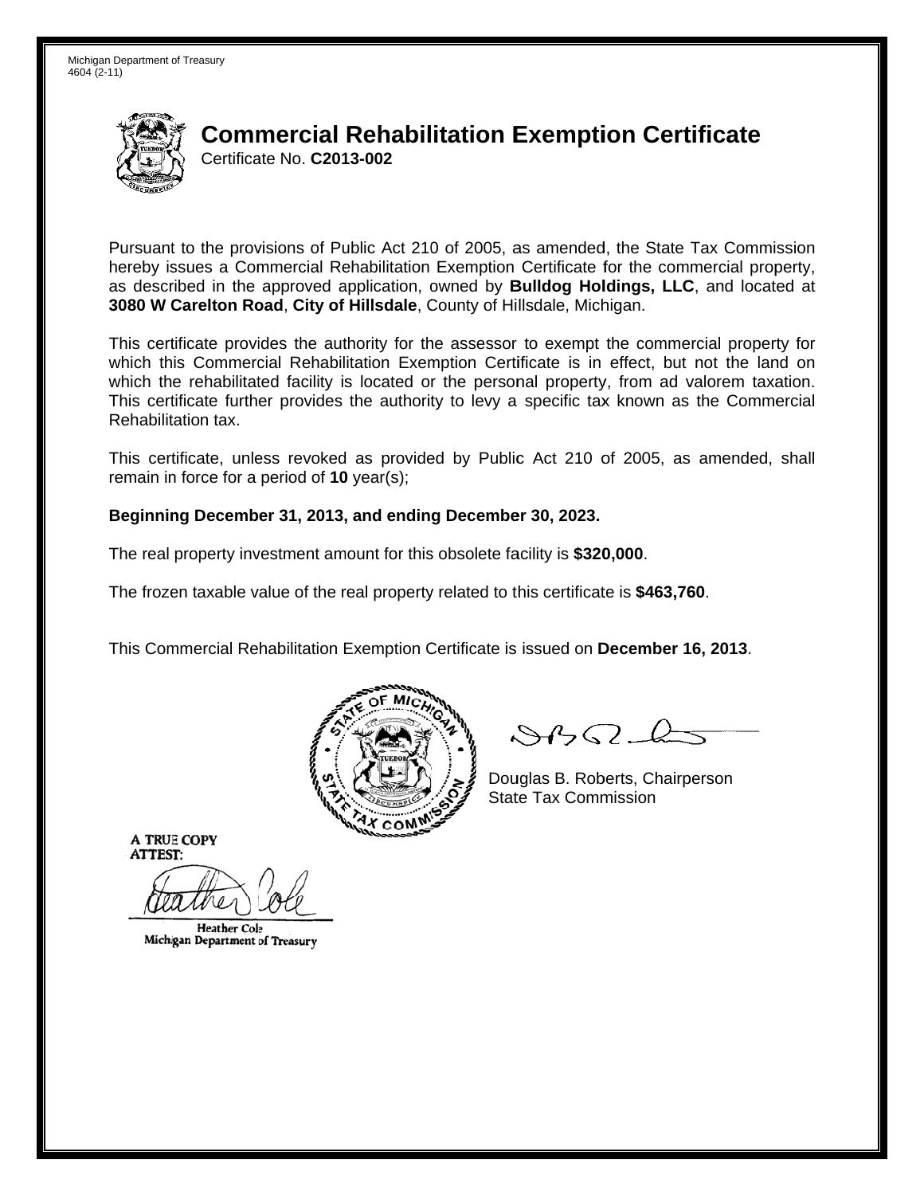Michigan Department of Treasury
4604 (2-11)

# Commercial Rehabilitation Exemption Certificate

Certificate No. **C2013-002**

Pursuant to the provisions of Public Act 210 of 2005, as amended, the State Tax Commission hereby issues a Commercial Rehabilitation Exemption Certificate for the commercial property, as described in the approved application, owned by **Bulldog Holdings, LLC**, and located at **3080 W Carelton Road**, **City of Hillsdale**, County of Hillsdale, Michigan.

This certificate provides the authority for the assessor to exempt the commercial property for which this Commercial Rehabilitation Exemption Certificate is in effect, but not the land on which the rehabilitated facility is located or the personal property, from ad valorem taxation. This certificate further provides the authority to levy a specific tax known as the Commercial Rehabilitation tax.

This certificate, unless revoked as provided by Public Act 210 of 2005, as amended, shall remain in force for a period of **10** year(s);

**Beginning December 31, 2013, and ending December 30, 2023.**

The real property investment amount for this obsolete facility is **$320,000**.

The frozen taxable value of the real property related to this certificate is **$463,760**.

This Commercial Rehabilitation Exemption Certificate is issued on **December 16, 2013**.

Douglas B. Roberts, Chairperson
State Tax Commission

A TRUE COPY
ATTEST:

Heather Cole
Michigan Department of Treasury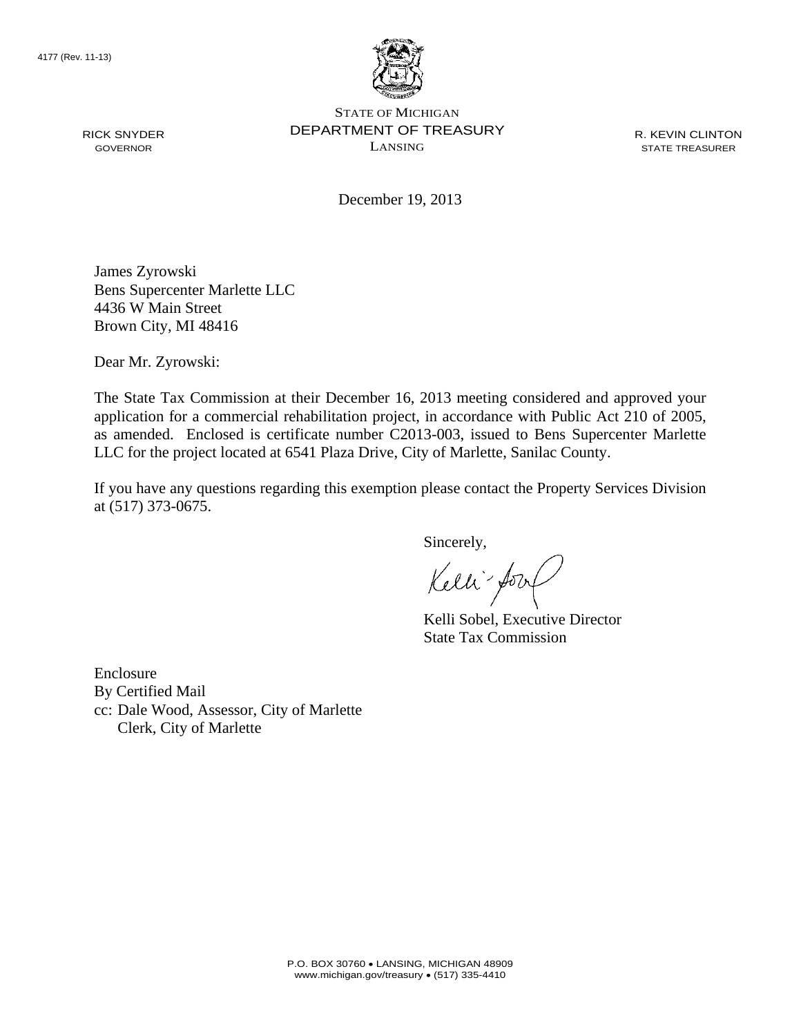4177 (Rev. 11-13)

RICK SNYDER
GOVERNOR

STATE OF MICHIGAN
DEPARTMENT OF TREASURY
LANSING

R. KEVIN CLINTON
STATE TREASURER

December 19, 2013

James Zyrowski
Bens Supercenter Marlette LLC
4436 W Main Street
Brown City, MI 48416

Dear Mr. Zyrowski:

The State Tax Commission at their December 16, 2013 meeting considered and approved your application for a commercial rehabilitation project, in accordance with Public Act 210 of 2005, as amended. Enclosed is certificate number C2013-003, issued to Bens Supercenter Marlette LLC for the project located at 6541 Plaza Drive, City of Marlette, Sanilac County.

If you have any questions regarding this exemption please contact the Property Services Division at (517) 373-0675.

Sincerely,

Kelli Sobel, Executive Director
State Tax Commission

Enclosure
By Certified Mail
cc: Dale Wood, Assessor, City of Marlette
Clerk, City of Marlette

P.O. BOX 30760 • LANSING, MICHIGAN 48909
www.michigan.gov/treasury • (517) 335-4410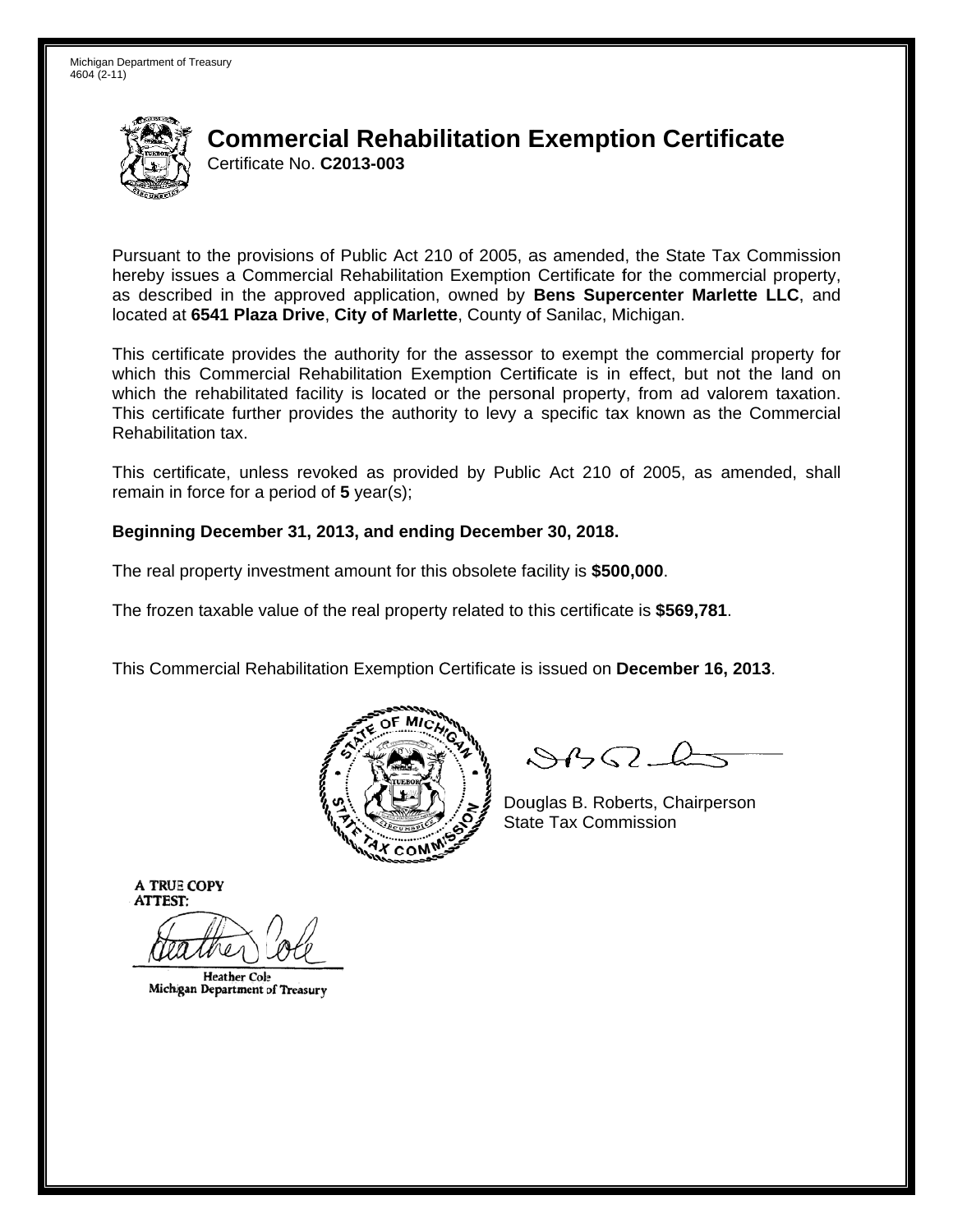Michigan Department of Treasury
4604 (2-11)

# Commercial Rehabilitation Exemption Certificate

Certificate No. **C2013-003**

Pursuant to the provisions of Public Act 210 of 2005, as amended, the State Tax Commission hereby issues a Commercial Rehabilitation Exemption Certificate for the commercial property, as described in the approved application, owned by **Bens Supercenter Marlette LLC**, and located at **6541 Plaza Drive**, **City of Marlette**, County of Sanilac, Michigan.

This certificate provides the authority for the assessor to exempt the commercial property for which this Commercial Rehabilitation Exemption Certificate is in effect, but not the land on which the rehabilitated facility is located or the personal property, from ad valorem taxation. This certificate further provides the authority to levy a specific tax known as the Commercial Rehabilitation tax.

This certificate, unless revoked as provided by Public Act 210 of 2005, as amended, shall remain in force for a period of **5** year(s);

**Beginning December 31, 2013, and ending December 30, 2018.**

The real property investment amount for this obsolete facility is **$500,000**.

The frozen taxable value of the real property related to this certificate is **$569,781**.

This Commercial Rehabilitation Exemption Certificate is issued on **December 16, 2013**.

Douglas B. Roberts, Chairperson
State Tax Commission

A TRUE COPY
ATTEST:

Heather Cole
Michigan Department of Treasury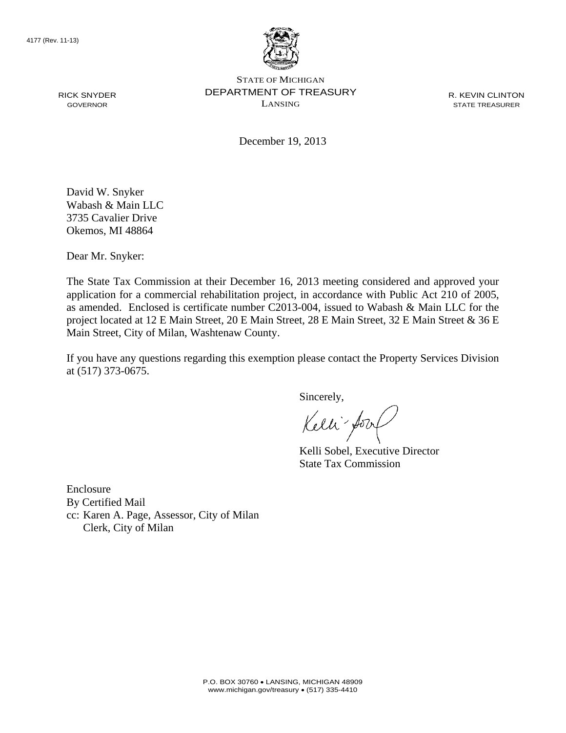4177 (Rev. 11-13)

STATE OF MICHIGAN
DEPARTMENT OF TREASURY
LANSING

RICK SNYDER
GOVERNOR

R. KEVIN CLINTON
STATE TREASURER

December 19, 2013

David W. Snyker
Wabash & Main LLC
3735 Cavalier Drive
Okemos, MI 48864

Dear Mr. Snyker:

The State Tax Commission at their December 16, 2013 meeting considered and approved your application for a commercial rehabilitation project, in accordance with Public Act 210 of 2005, as amended. Enclosed is certificate number C2013-004, issued to Wabash & Main LLC for the project located at 12 E Main Street, 20 E Main Street, 28 E Main Street, 32 E Main Street & 36 E Main Street, City of Milan, Washtenaw County.

If you have any questions regarding this exemption please contact the Property Services Division at (517) 373-0675.

Sincerely,

Kelli Sobel, Executive Director
State Tax Commission

Enclosure
By Certified Mail
cc: Karen A. Page, Assessor, City of Milan
Clerk, City of Milan

P.O. BOX 30760 • LANSING, MICHIGAN 48909
www.michigan.gov/treasury • (517) 335-4410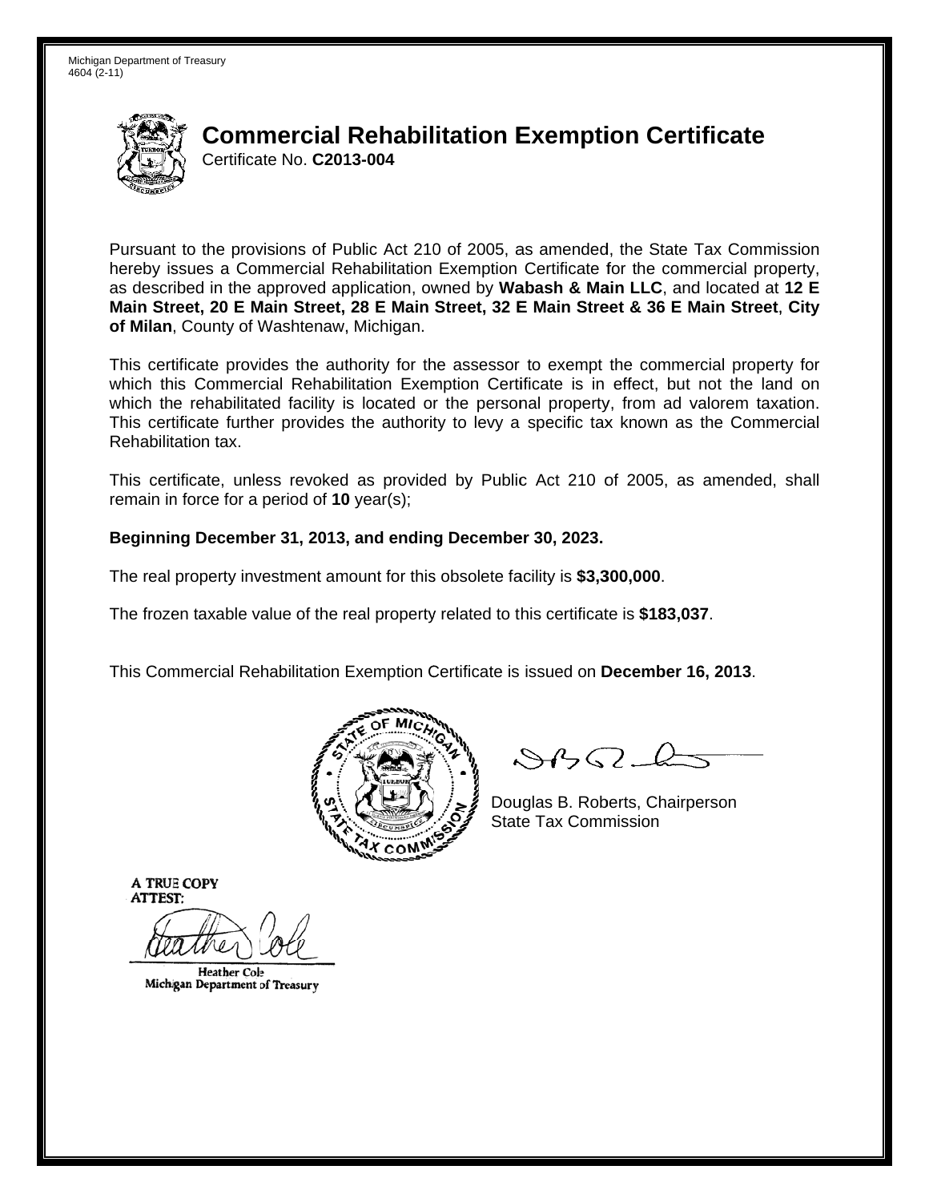Michigan Department of Treasury
4604 (2-11)

# Commercial Rehabilitation Exemption Certificate

Certificate No. **C2013-004**

Pursuant to the provisions of Public Act 210 of 2005, as amended, the State Tax Commission hereby issues a Commercial Rehabilitation Exemption Certificate for the commercial property, as described in the approved application, owned by **Wabash & Main LLC**, and located at **12 E Main Street, 20 E Main Street, 28 E Main Street, 32 E Main Street & 36 E Main Street**, **City of Milan**, County of Washtenaw, Michigan.

This certificate provides the authority for the assessor to exempt the commercial property for which this Commercial Rehabilitation Exemption Certificate is in effect, but not the land on which the rehabilitated facility is located or the personal property, from ad valorem taxation. This certificate further provides the authority to levy a specific tax known as the Commercial Rehabilitation tax.

This certificate, unless revoked as provided by Public Act 210 of 2005, as amended, shall remain in force for a period of **10** year(s);

**Beginning December 31, 2013, and ending December 30, 2023.**

The real property investment amount for this obsolete facility is **$3,300,000**.

The frozen taxable value of the real property related to this certificate is **$183,037**.

This Commercial Rehabilitation Exemption Certificate is issued on **December 16, 2013**.

Douglas B. Roberts, Chairperson
State Tax Commission

A TRUE COPY
ATTEST:

Heather Cole
Michigan Department of Treasury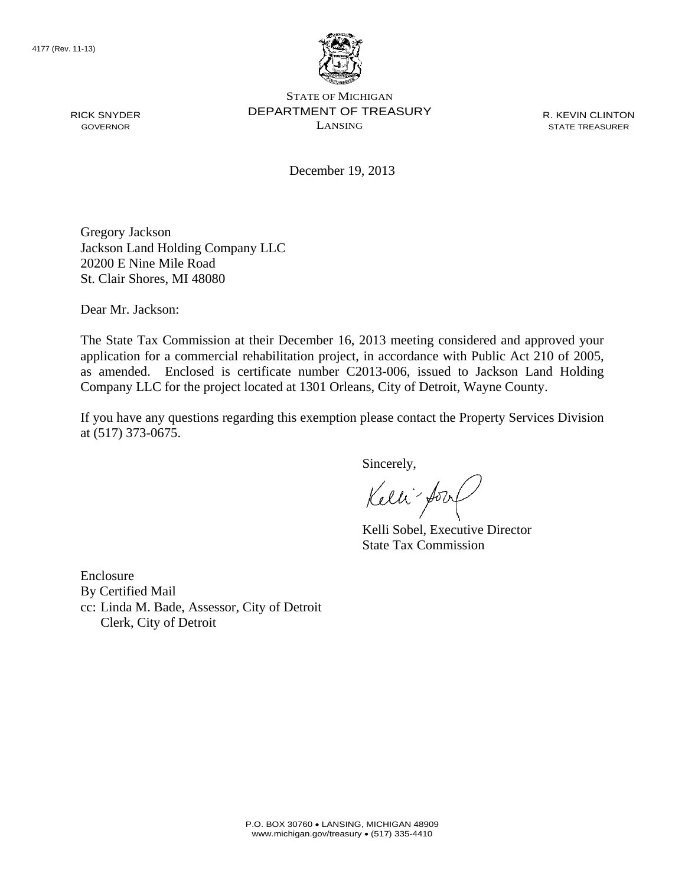4177 (Rev. 11-13)

STATE OF MICHIGAN
DEPARTMENT OF TREASURY
LANSING

RICK SNYDER
GOVERNOR

R. KEVIN CLINTON
STATE TREASURER

December 19, 2013

Gregory Jackson
Jackson Land Holding Company LLC
20200 E Nine Mile Road
St. Clair Shores, MI 48080

Dear Mr. Jackson:

The State Tax Commission at their December 16, 2013 meeting considered and approved your application for a commercial rehabilitation project, in accordance with Public Act 210 of 2005, as amended. Enclosed is certificate number C2013-006, issued to Jackson Land Holding Company LLC for the project located at 1301 Orleans, City of Detroit, Wayne County.

If you have any questions regarding this exemption please contact the Property Services Division at (517) 373-0675.

Sincerely,

Kelli Sobel, Executive Director
State Tax Commission

Enclosure
By Certified Mail
cc: Linda M. Bade, Assessor, City of Detroit
Clerk, City of Detroit

P.O. BOX 30760 • LANSING, MICHIGAN 48909
www.michigan.gov/treasury • (517) 335-4410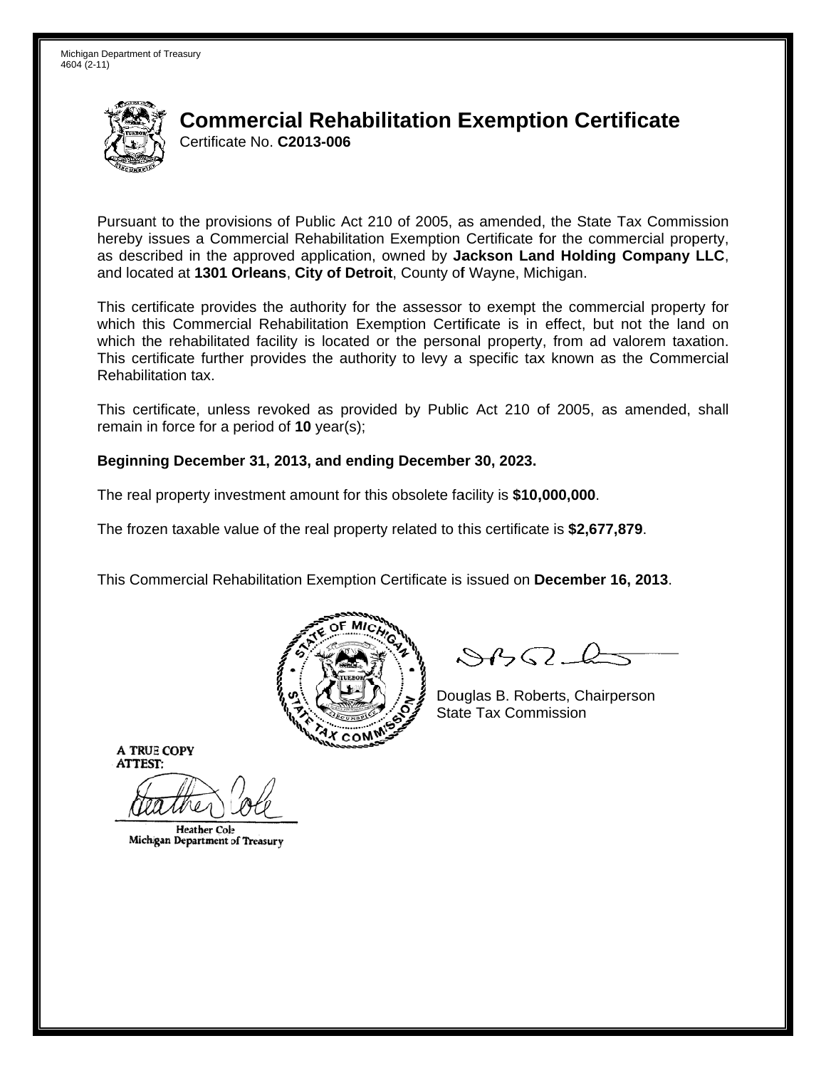Michigan Department of Treasury
4604 (2-11)

# Commercial Rehabilitation Exemption Certificate

Certificate No. **C2013-006**

Pursuant to the provisions of Public Act 210 of 2005, as amended, the State Tax Commission hereby issues a Commercial Rehabilitation Exemption Certificate for the commercial property, as described in the approved application, owned by **Jackson Land Holding Company LLC**, and located at **1301 Orleans**, **City of Detroit**, County of Wayne, Michigan.

This certificate provides the authority for the assessor to exempt the commercial property for which this Commercial Rehabilitation Exemption Certificate is in effect, but not the land on which the rehabilitated facility is located or the personal property, from ad valorem taxation. This certificate further provides the authority to levy a specific tax known as the Commercial Rehabilitation tax.

This certificate, unless revoked as provided by Public Act 210 of 2005, as amended, shall remain in force for a period of **10** year(s);

**Beginning December 31, 2013, and ending December 30, 2023.**

The real property investment amount for this obsolete facility is **$10,000,000**.

The frozen taxable value of the real property related to this certificate is **$2,677,879**.

This Commercial Rehabilitation Exemption Certificate is issued on **December 16, 2013**.

Douglas B. Roberts, Chairperson
State Tax Commission

A TRUE COPY
ATTEST:

Heather Cole
Michigan Department of Treasury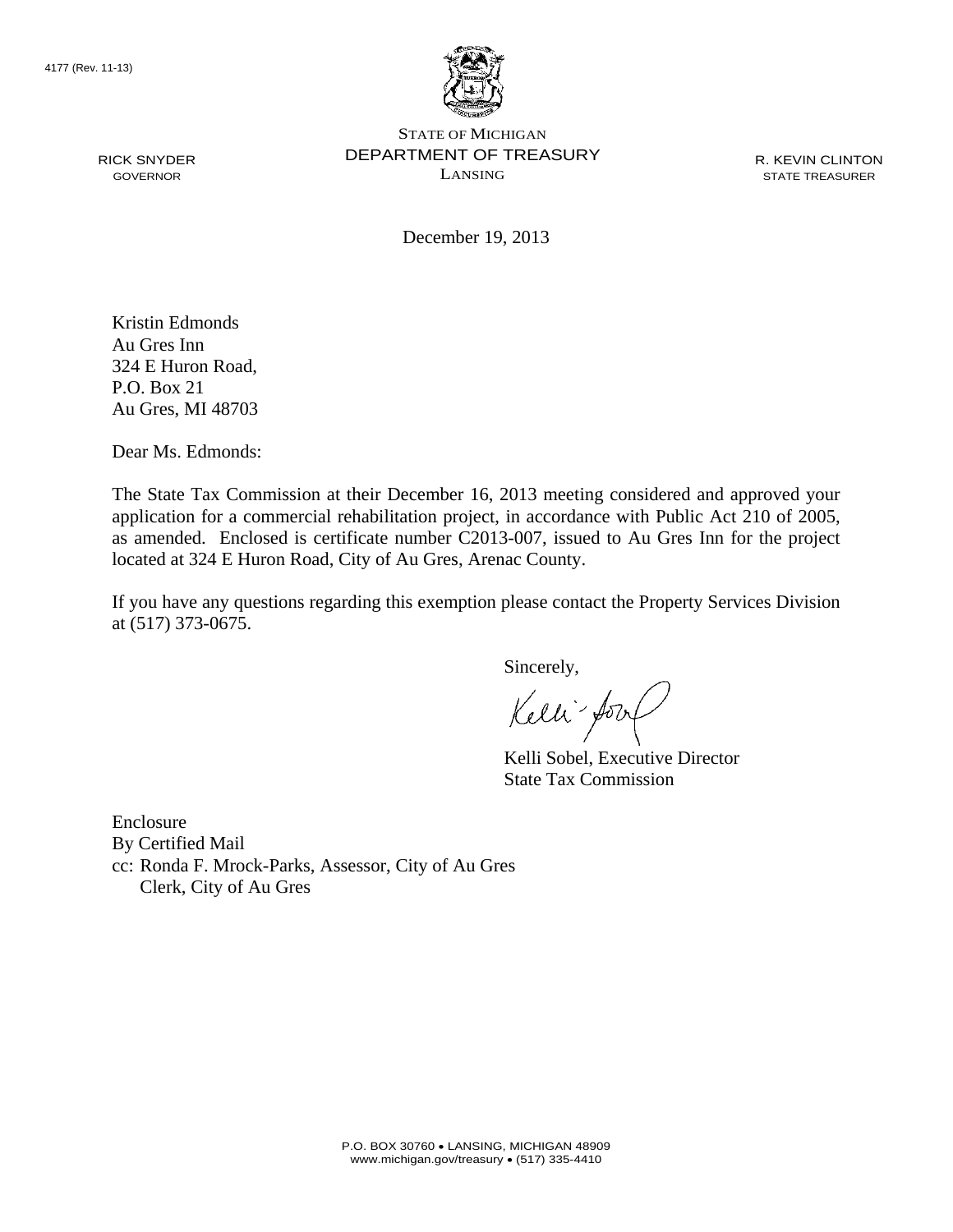4177 (Rev. 11-13)

STATE OF MICHIGAN
DEPARTMENT OF TREASURY
LANSING

RICK SNYDER
GOVERNOR

R. KEVIN CLINTON
STATE TREASURER

December 19, 2013

Kristin Edmonds
Au Gres Inn
324 E Huron Road,
P.O. Box 21
Au Gres, MI 48703

Dear Ms. Edmonds:

The State Tax Commission at their December 16, 2013 meeting considered and approved your application for a commercial rehabilitation project, in accordance with Public Act 210 of 2005, as amended. Enclosed is certificate number C2013-007, issued to Au Gres Inn for the project located at 324 E Huron Road, City of Au Gres, Arenac County.

If you have any questions regarding this exemption please contact the Property Services Division at (517) 373-0675.

Sincerely,

Kelli Sobel, Executive Director
State Tax Commission

Enclosure
By Certified Mail
cc: Ronda F. Mrock-Parks, Assessor, City of Au Gres
Clerk, City of Au Gres

P.O. BOX 30760 • LANSING, MICHIGAN 48909
www.michigan.gov/treasury • (517) 335-4410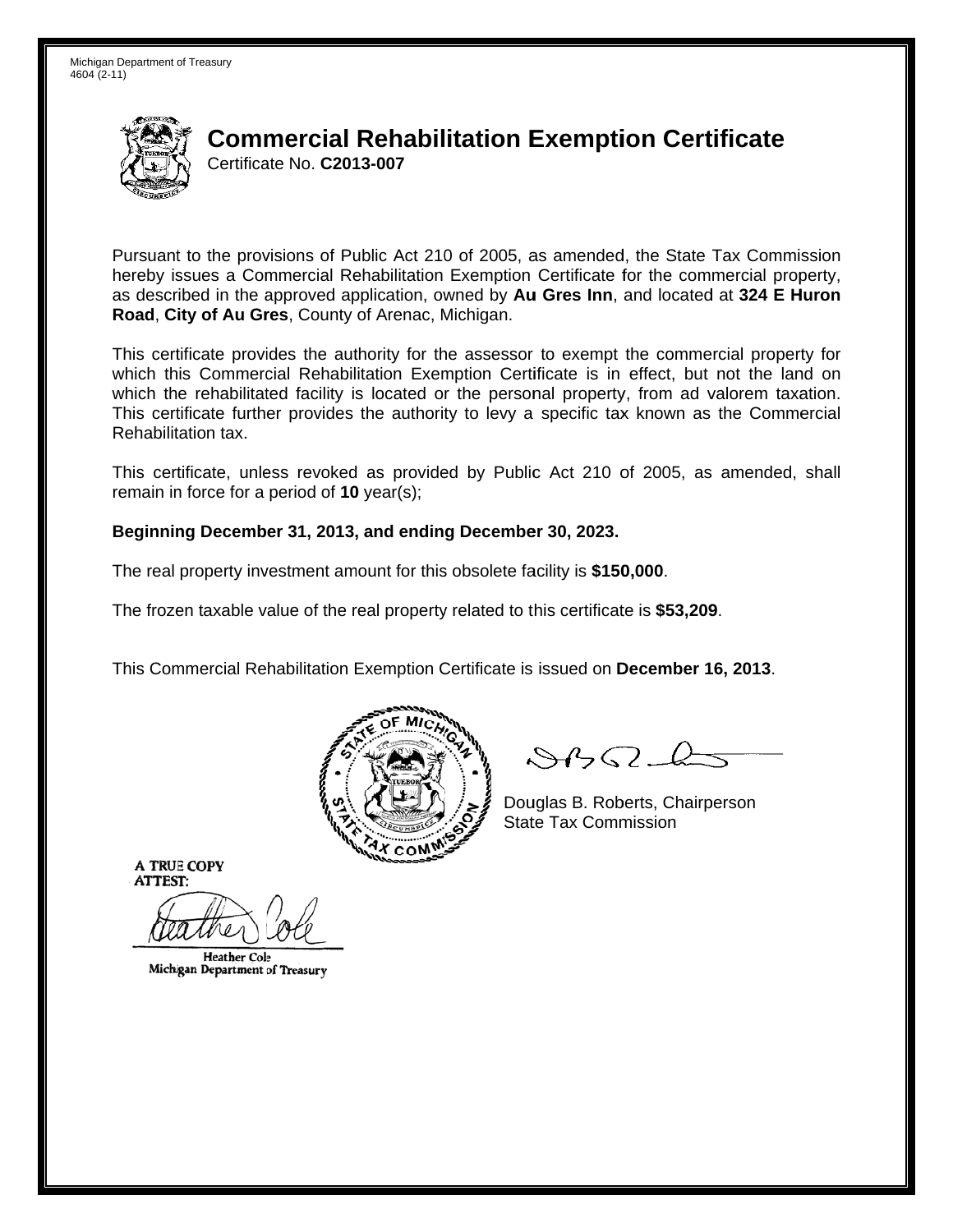Michigan Department of Treasury
4604 (2-11)

# Commercial Rehabilitation Exemption Certificate

Certificate No. **C2013-007**

Pursuant to the provisions of Public Act 210 of 2005, as amended, the State Tax Commission hereby issues a Commercial Rehabilitation Exemption Certificate for the commercial property, as described in the approved application, owned by **Au Gres Inn**, and located at **324 E Huron Road**, **City of Au Gres**, County of Arenac, Michigan.

This certificate provides the authority for the assessor to exempt the commercial property for which this Commercial Rehabilitation Exemption Certificate is in effect, but not the land on which the rehabilitated facility is located or the personal property, from ad valorem taxation. This certificate further provides the authority to levy a specific tax known as the Commercial Rehabilitation tax.

This certificate, unless revoked as provided by Public Act 210 of 2005, as amended, shall remain in force for a period of **10** year(s);

**Beginning December 31, 2013, and ending December 30, 2023.**

The real property investment amount for this obsolete facility is **$150,000**.

The frozen taxable value of the real property related to this certificate is **$53,209**.

This Commercial Rehabilitation Exemption Certificate is issued on **December 16, 2013**.

Douglas B. Roberts, Chairperson
State Tax Commission

A TRUE COPY
ATTEST:

Heather Cole
Michigan Department of Treasury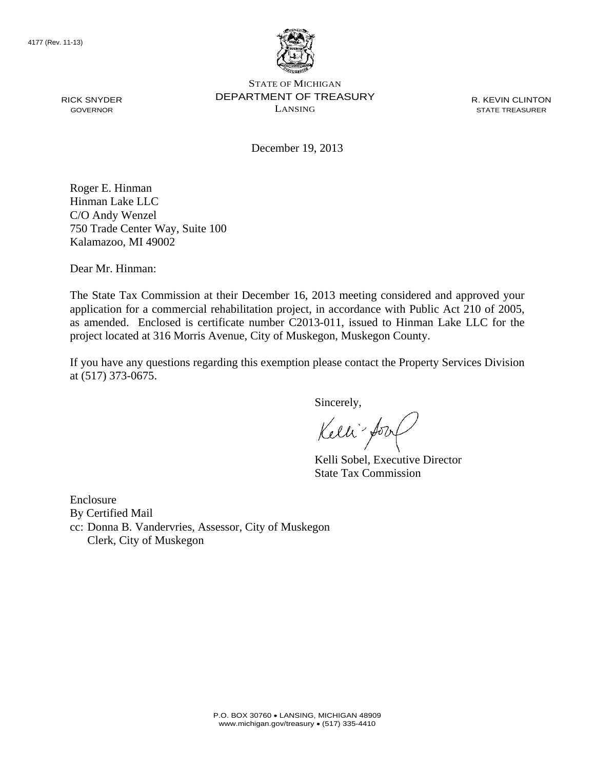4177 (Rev. 11-13)

STATE OF MICHIGAN
DEPARTMENT OF TREASURY
LANSING

RICK SNYDER
GOVERNOR

R. KEVIN CLINTON
STATE TREASURER

December 19, 2013

Roger E. Hinman
Hinman Lake LLC
C/O Andy Wenzel
750 Trade Center Way, Suite 100
Kalamazoo, MI 49002

Dear Mr. Hinman:

The State Tax Commission at their December 16, 2013 meeting considered and approved your application for a commercial rehabilitation project, in accordance with Public Act 210 of 2005, as amended. Enclosed is certificate number C2013-011, issued to Hinman Lake LLC for the project located at 316 Morris Avenue, City of Muskegon, Muskegon County.

If you have any questions regarding this exemption please contact the Property Services Division at (517) 373-0675.

Sincerely,

Kelli Sobel, Executive Director
State Tax Commission

Enclosure
By Certified Mail
cc: Donna B. Vandervries, Assessor, City of Muskegon
Clerk, City of Muskegon

P.O. BOX 30760 • LANSING, MICHIGAN 48909
www.michigan.gov/treasury • (517) 335-4410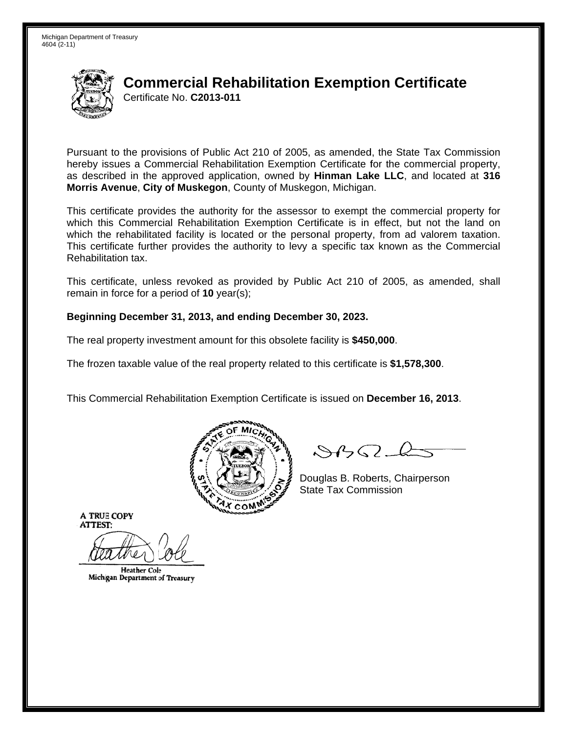Michigan Department of Treasury
4604 (2-11)

# Commercial Rehabilitation Exemption Certificate

Certificate No. **C2013-011**

Pursuant to the provisions of Public Act 210 of 2005, as amended, the State Tax Commission hereby issues a Commercial Rehabilitation Exemption Certificate for the commercial property, as described in the approved application, owned by **Hinman Lake LLC**, and located at **316 Morris Avenue**, **City of Muskegon**, County of Muskegon, Michigan.

This certificate provides the authority for the assessor to exempt the commercial property for which this Commercial Rehabilitation Exemption Certificate is in effect, but not the land on which the rehabilitated facility is located or the personal property, from ad valorem taxation. This certificate further provides the authority to levy a specific tax known as the Commercial Rehabilitation tax.

This certificate, unless revoked as provided by Public Act 210 of 2005, as amended, shall remain in force for a period of **10** year(s);

**Beginning December 31, 2013, and ending December 30, 2023.**

The real property investment amount for this obsolete facility is **$450,000**.

The frozen taxable value of the real property related to this certificate is **$1,578,300**.

This Commercial Rehabilitation Exemption Certificate is issued on **December 16, 2013**.

Douglas B. Roberts, Chairperson
State Tax Commission

A TRUE COPY
ATTEST:

Heather Cole
Michigan Department of Treasury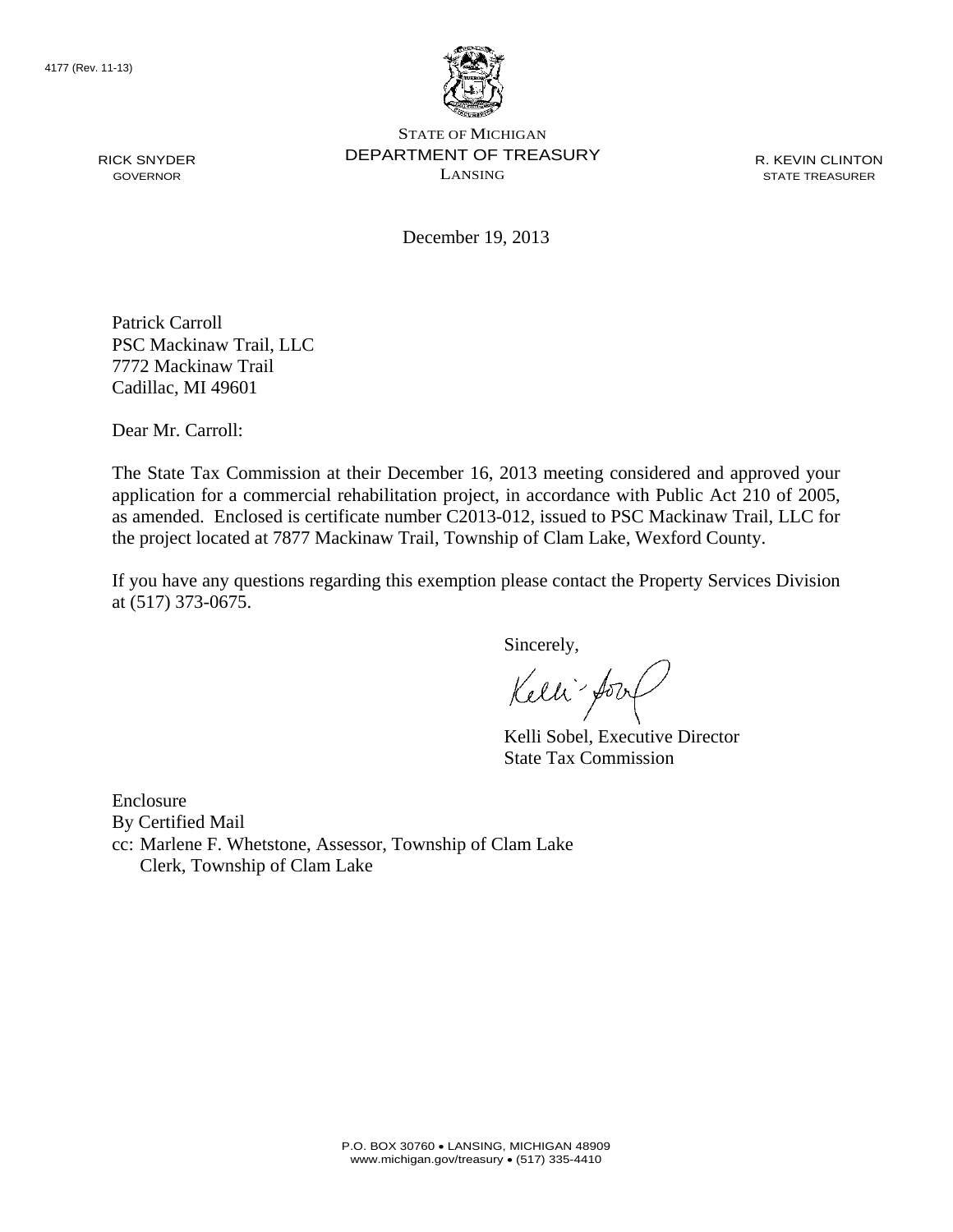4177 (Rev. 11-13)

STATE OF MICHIGAN
DEPARTMENT OF TREASURY
LANSING

RICK SNYDER
GOVERNOR

R. KEVIN CLINTON
STATE TREASURER

December 19, 2013

Patrick Carroll
PSC Mackinaw Trail, LLC
7772 Mackinaw Trail
Cadillac, MI 49601

Dear Mr. Carroll:

The State Tax Commission at their December 16, 2013 meeting considered and approved your application for a commercial rehabilitation project, in accordance with Public Act 210 of 2005, as amended. Enclosed is certificate number C2013-012, issued to PSC Mackinaw Trail, LLC for the project located at 7877 Mackinaw Trail, Township of Clam Lake, Wexford County.

If you have any questions regarding this exemption please contact the Property Services Division at (517) 373-0675.

Sincerely,

Kelli Sobel, Executive Director
State Tax Commission

Enclosure
By Certified Mail
cc: Marlene F. Whetstone, Assessor, Township of Clam Lake
Clerk, Township of Clam Lake

P.O. BOX 30760 • LANSING, MICHIGAN 48909
www.michigan.gov/treasury • (517) 335-4410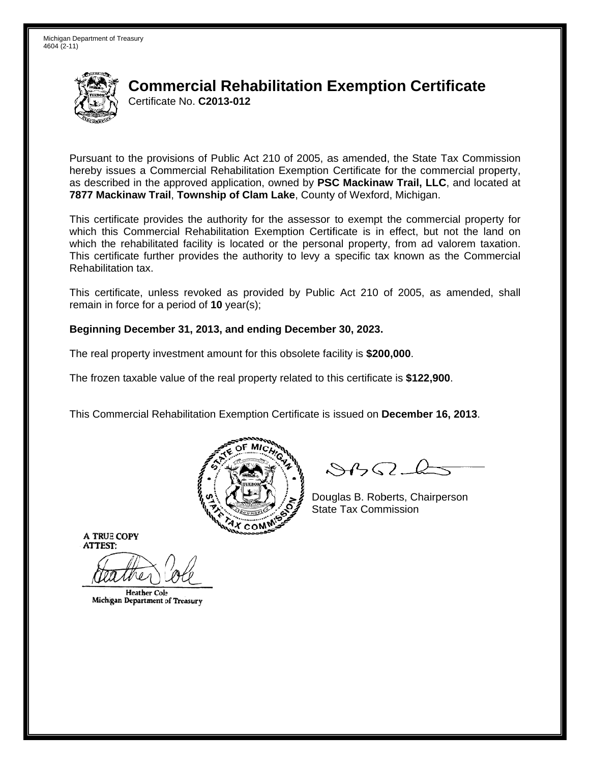Michigan Department of Treasury
4604 (2-11)

# Commercial Rehabilitation Exemption Certificate

Certificate No. **C2013-012**

Pursuant to the provisions of Public Act 210 of 2005, as amended, the State Tax Commission hereby issues a Commercial Rehabilitation Exemption Certificate for the commercial property, as described in the approved application, owned by **PSC Mackinaw Trail, LLC**, and located at **7877 Mackinaw Trail**, **Township of Clam Lake**, County of Wexford, Michigan.

This certificate provides the authority for the assessor to exempt the commercial property for which this Commercial Rehabilitation Exemption Certificate is in effect, but not the land on which the rehabilitated facility is located or the personal property, from ad valorem taxation. This certificate further provides the authority to levy a specific tax known as the Commercial Rehabilitation tax.

This certificate, unless revoked as provided by Public Act 210 of 2005, as amended, shall remain in force for a period of **10** year(s);

**Beginning December 31, 2013, and ending December 30, 2023.**

The real property investment amount for this obsolete facility is **$200,000**.

The frozen taxable value of the real property related to this certificate is **$122,900**.

This Commercial Rehabilitation Exemption Certificate is issued on **December 16, 2013**.

Douglas B. Roberts, Chairperson
State Tax Commission

A TRUE COPY
ATTEST:

Heather Cole
Michigan Department of Treasury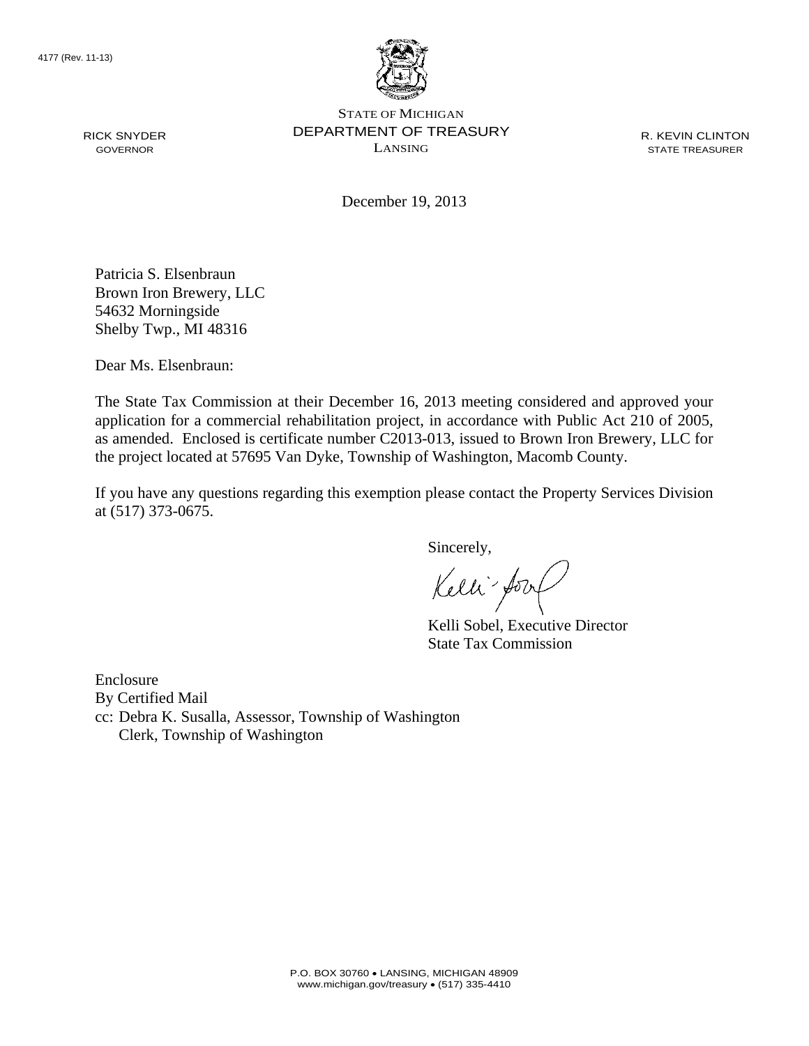4177 (Rev. 11-13)

RICK SNYDER
GOVERNOR

STATE OF MICHIGAN
DEPARTMENT OF TREASURY
LANSING

R. KEVIN CLINTON
STATE TREASURER

December 19, 2013

Patricia S. Elsenbraun
Brown Iron Brewery, LLC
54632 Morningside
Shelby Twp., MI 48316

Dear Ms. Elsenbraun:

The State Tax Commission at their December 16, 2013 meeting considered and approved your application for a commercial rehabilitation project, in accordance with Public Act 210 of 2005, as amended. Enclosed is certificate number C2013-013, issued to Brown Iron Brewery, LLC for the project located at 57695 Van Dyke, Township of Washington, Macomb County.

If you have any questions regarding this exemption please contact the Property Services Division at (517) 373-0675.

Sincerely,

Kelli Sobel, Executive Director
State Tax Commission

Enclosure
By Certified Mail
cc: Debra K. Susalla, Assessor, Township of Washington
Clerk, Township of Washington

P.O. BOX 30760 • LANSING, MICHIGAN 48909
www.michigan.gov/treasury • (517) 335-4410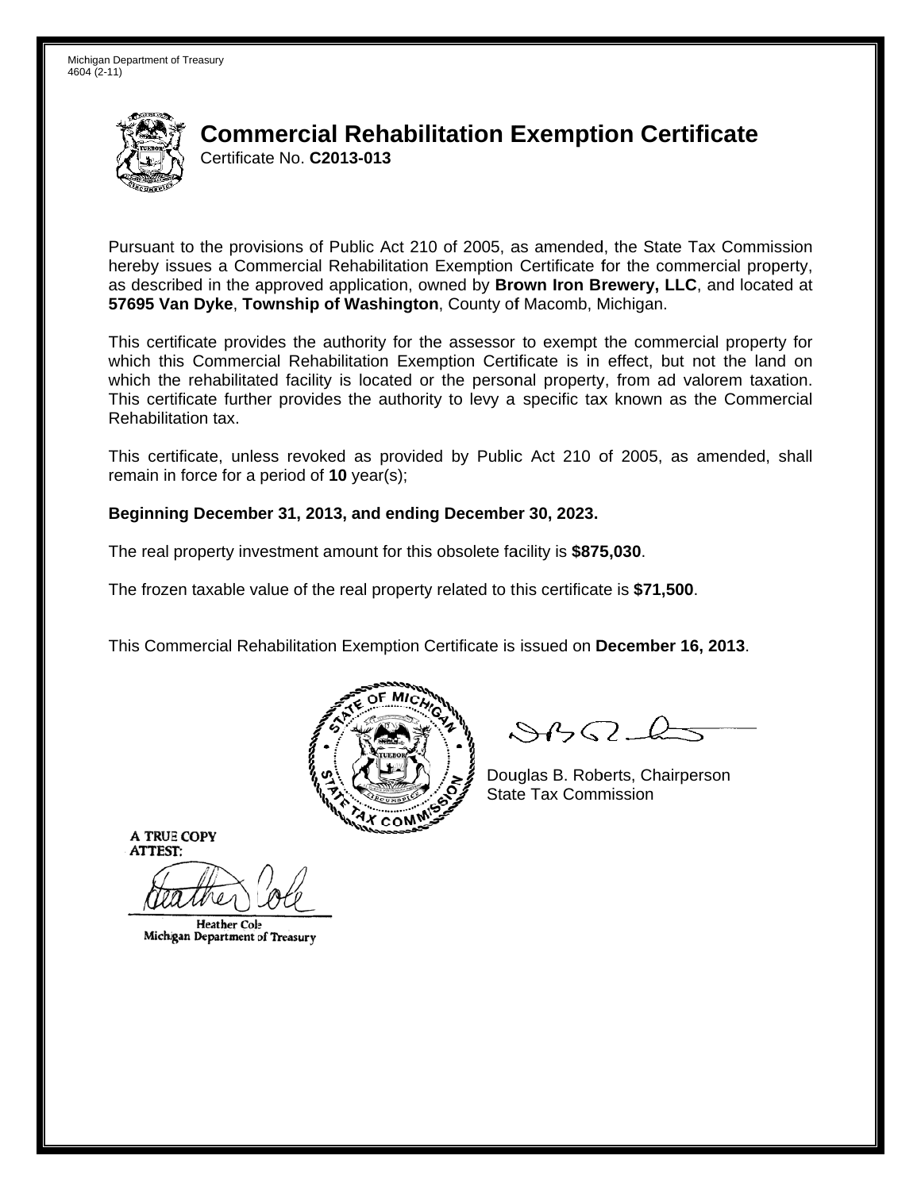Michigan Department of Treasury
4604 (2-11)

# Commercial Rehabilitation Exemption Certificate

Certificate No. **C2013-013**

Pursuant to the provisions of Public Act 210 of 2005, as amended, the State Tax Commission hereby issues a Commercial Rehabilitation Exemption Certificate for the commercial property, as described in the approved application, owned by **Brown Iron Brewery, LLC**, and located at **57695 Van Dyke**, **Township of Washington**, County of Macomb, Michigan.

This certificate provides the authority for the assessor to exempt the commercial property for which this Commercial Rehabilitation Exemption Certificate is in effect, but not the land on which the rehabilitated facility is located or the personal property, from ad valorem taxation. This certificate further provides the authority to levy a specific tax known as the Commercial Rehabilitation tax.

This certificate, unless revoked as provided by Public Act 210 of 2005, as amended, shall remain in force for a period of **10** year(s);

**Beginning December 31, 2013, and ending December 30, 2023.**

The real property investment amount for this obsolete facility is **$875,030**.

The frozen taxable value of the real property related to this certificate is **$71,500**.

This Commercial Rehabilitation Exemption Certificate is issued on **December 16, 2013**.

Douglas B. Roberts, Chairperson
State Tax Commission

A TRUE COPY
ATTEST:

Heather Cole
Michigan Department of Treasury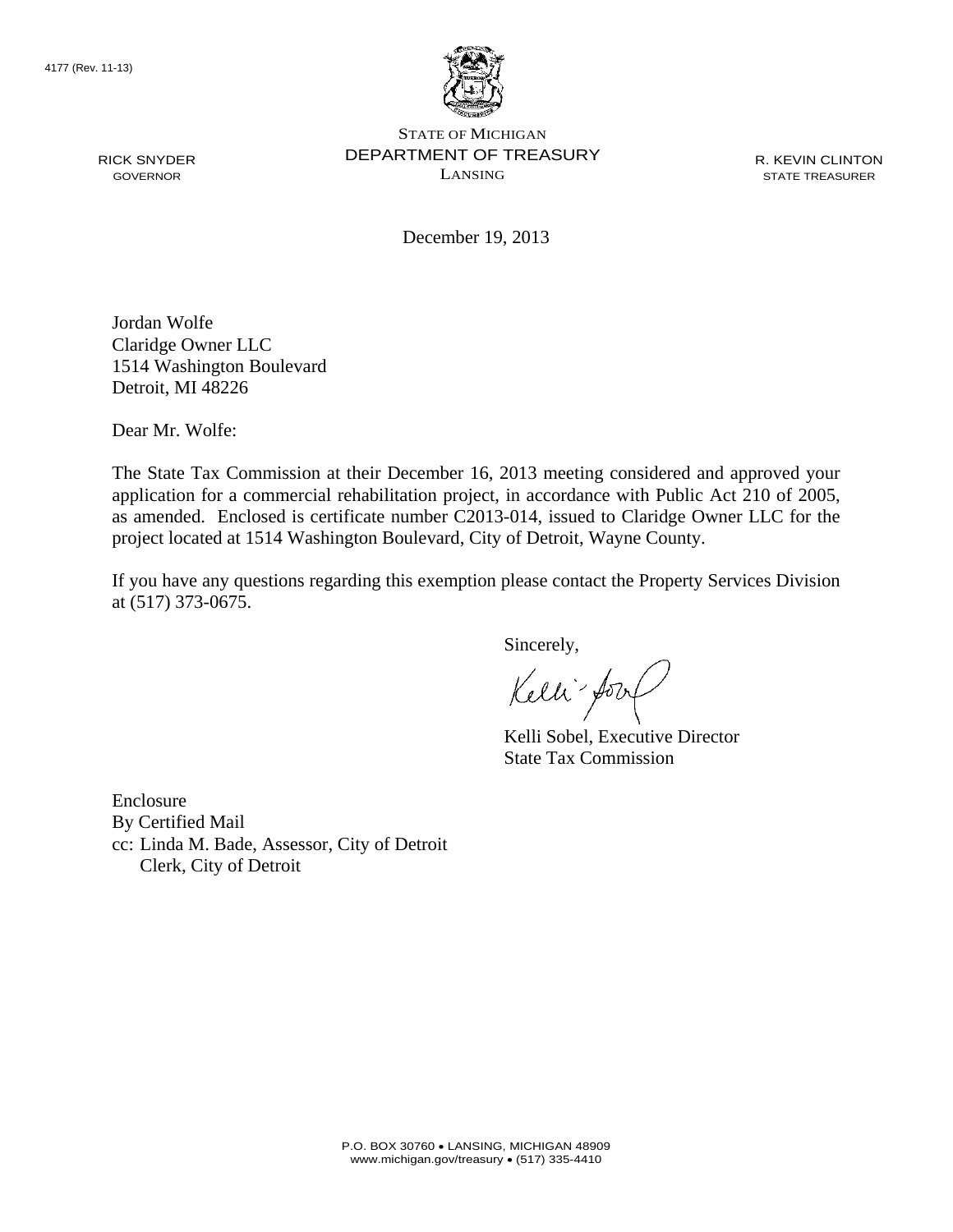4177 (Rev. 11-13)

STATE OF MICHIGAN
DEPARTMENT OF TREASURY
LANSING

RICK SNYDER
GOVERNOR

R. KEVIN CLINTON
STATE TREASURER

December 19, 2013

Jordan Wolfe
Claridge Owner LLC
1514 Washington Boulevard
Detroit, MI 48226

Dear Mr. Wolfe:

The State Tax Commission at their December 16, 2013 meeting considered and approved your application for a commercial rehabilitation project, in accordance with Public Act 210 of 2005, as amended. Enclosed is certificate number C2013-014, issued to Claridge Owner LLC for the project located at 1514 Washington Boulevard, City of Detroit, Wayne County.

If you have any questions regarding this exemption please contact the Property Services Division at (517) 373-0675.

Sincerely,

Kelli Sobel, Executive Director
State Tax Commission

Enclosure
By Certified Mail
cc: Linda M. Bade, Assessor, City of Detroit
Clerk, City of Detroit

P.O. BOX 30760 • LANSING, MICHIGAN 48909
www.michigan.gov/treasury • (517) 335-4410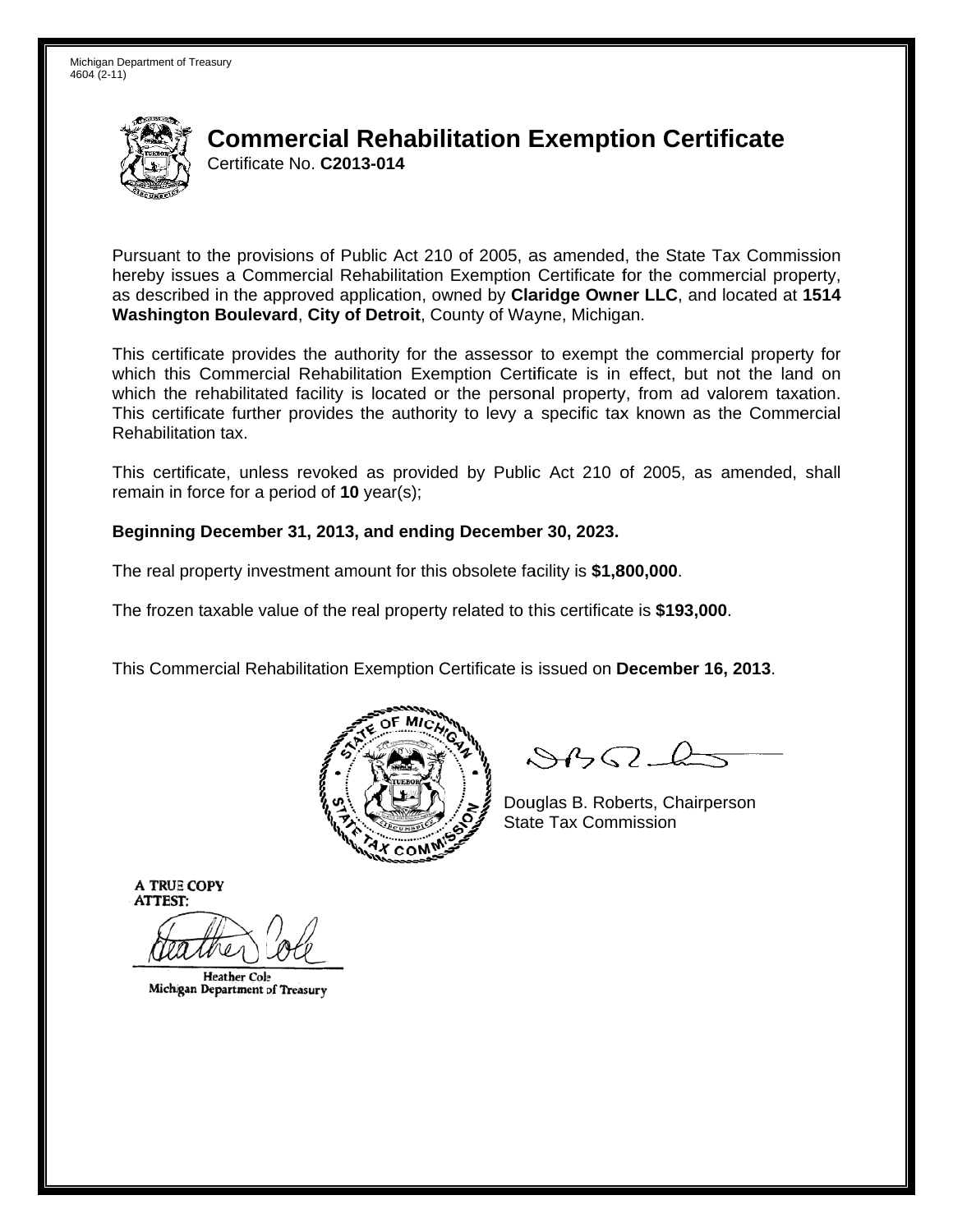Michigan Department of Treasury
4604 (2-11)

# Commercial Rehabilitation Exemption Certificate

Certificate No. **C2013-014**

Pursuant to the provisions of Public Act 210 of 2005, as amended, the State Tax Commission hereby issues a Commercial Rehabilitation Exemption Certificate for the commercial property, as described in the approved application, owned by **Claridge Owner LLC**, and located at **1514 Washington Boulevard**, **City of Detroit**, County of Wayne, Michigan.

This certificate provides the authority for the assessor to exempt the commercial property for which this Commercial Rehabilitation Exemption Certificate is in effect, but not the land on which the rehabilitated facility is located or the personal property, from ad valorem taxation. This certificate further provides the authority to levy a specific tax known as the Commercial Rehabilitation tax.

This certificate, unless revoked as provided by Public Act 210 of 2005, as amended, shall remain in force for a period of **10** year(s);

**Beginning December 31, 2013, and ending December 30, 2023.**

The real property investment amount for this obsolete facility is **$1,800,000**.

The frozen taxable value of the real property related to this certificate is **$193,000**.

This Commercial Rehabilitation Exemption Certificate is issued on **December 16, 2013**.

Douglas B. Roberts, Chairperson
State Tax Commission

A TRUE COPY
ATTEST:

Heather Cole
Michigan Department of Treasury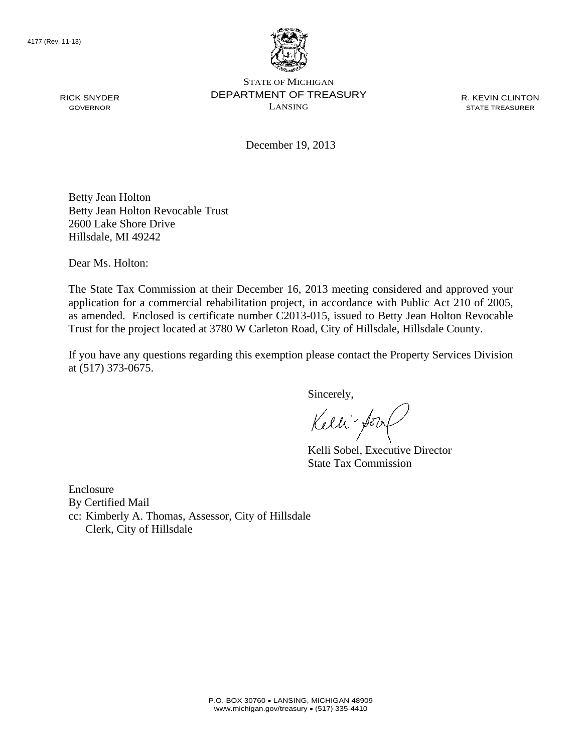4177 (Rev. 11-13)

RICK SNYDER
GOVERNOR

STATE OF MICHIGAN
DEPARTMENT OF TREASURY
LANSING

R. KEVIN CLINTON
STATE TREASURER

December 19, 2013

Betty Jean Holton
Betty Jean Holton Revocable Trust
2600 Lake Shore Drive
Hillsdale, MI 49242

Dear Ms. Holton:

The State Tax Commission at their December 16, 2013 meeting considered and approved your application for a commercial rehabilitation project, in accordance with Public Act 210 of 2005, as amended. Enclosed is certificate number C2013-015, issued to Betty Jean Holton Revocable Trust for the project located at 3780 W Carleton Road, City of Hillsdale, Hillsdale County.

If you have any questions regarding this exemption please contact the Property Services Division at (517) 373-0675.

Sincerely,

Kelli Sobel, Executive Director
State Tax Commission

Enclosure
By Certified Mail
cc: Kimberly A. Thomas, Assessor, City of Hillsdale
Clerk, City of Hillsdale

P.O. BOX 30760 • LANSING, MICHIGAN 48909
www.michigan.gov/treasury • (517) 335-4410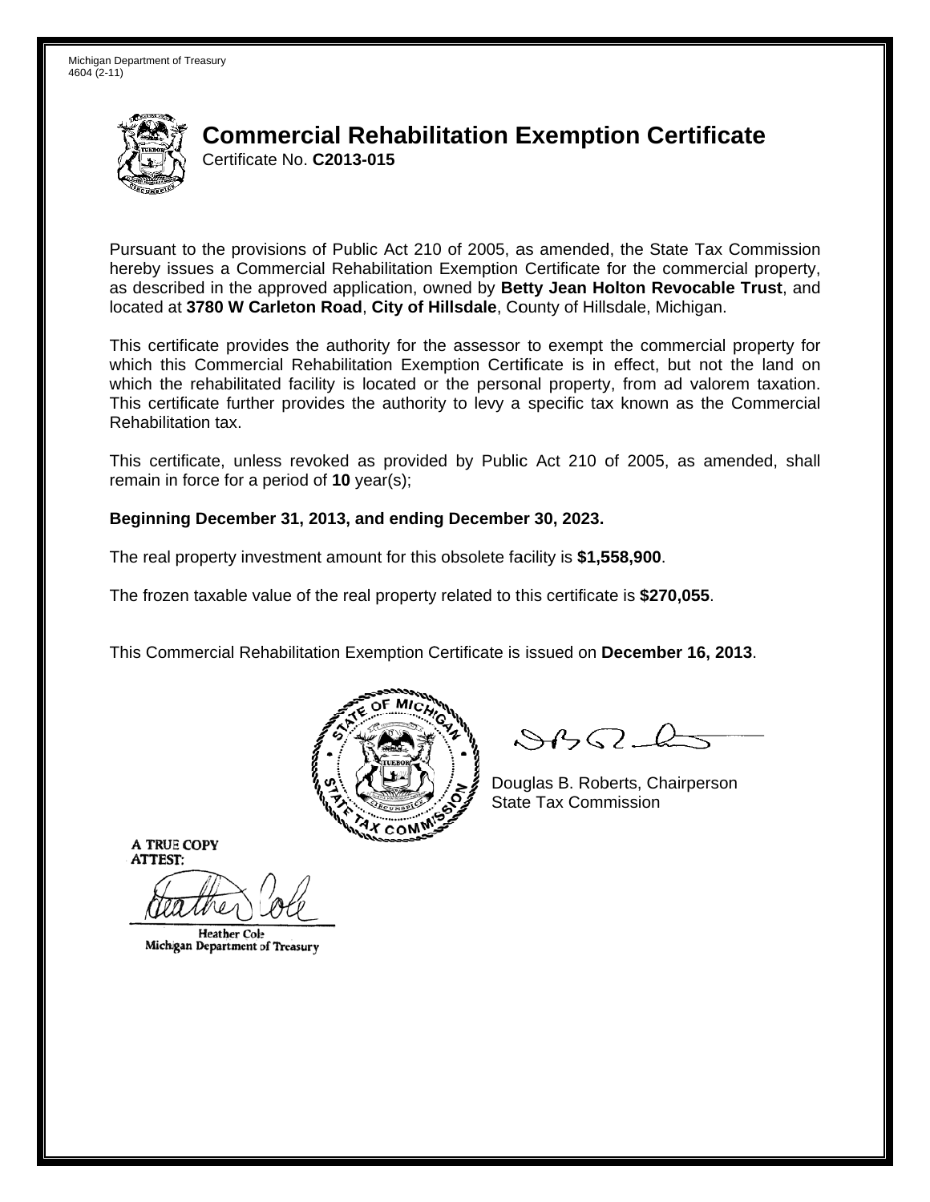Michigan Department of Treasury
4604 (2-11)

# Commercial Rehabilitation Exemption Certificate

Certificate No. **C2013-015**

Pursuant to the provisions of Public Act 210 of 2005, as amended, the State Tax Commission hereby issues a Commercial Rehabilitation Exemption Certificate for the commercial property, as described in the approved application, owned by **Betty Jean Holton Revocable Trust**, and located at **3780 W Carleton Road**, **City of Hillsdale**, County of Hillsdale, Michigan.

This certificate provides the authority for the assessor to exempt the commercial property for which this Commercial Rehabilitation Exemption Certificate is in effect, but not the land on which the rehabilitated facility is located or the personal property, from ad valorem taxation. This certificate further provides the authority to levy a specific tax known as the Commercial Rehabilitation tax.

This certificate, unless revoked as provided by Public Act 210 of 2005, as amended, shall remain in force for a period of **10** year(s);

**Beginning December 31, 2013, and ending December 30, 2023.**

The real property investment amount for this obsolete facility is **$1,558,900**.

The frozen taxable value of the real property related to this certificate is **$270,055**.

This Commercial Rehabilitation Exemption Certificate is issued on **December 16, 2013**.

Douglas B. Roberts, Chairperson
State Tax Commission

A TRUE COPY
ATTEST:

Heather Cole
Michigan Department of Treasury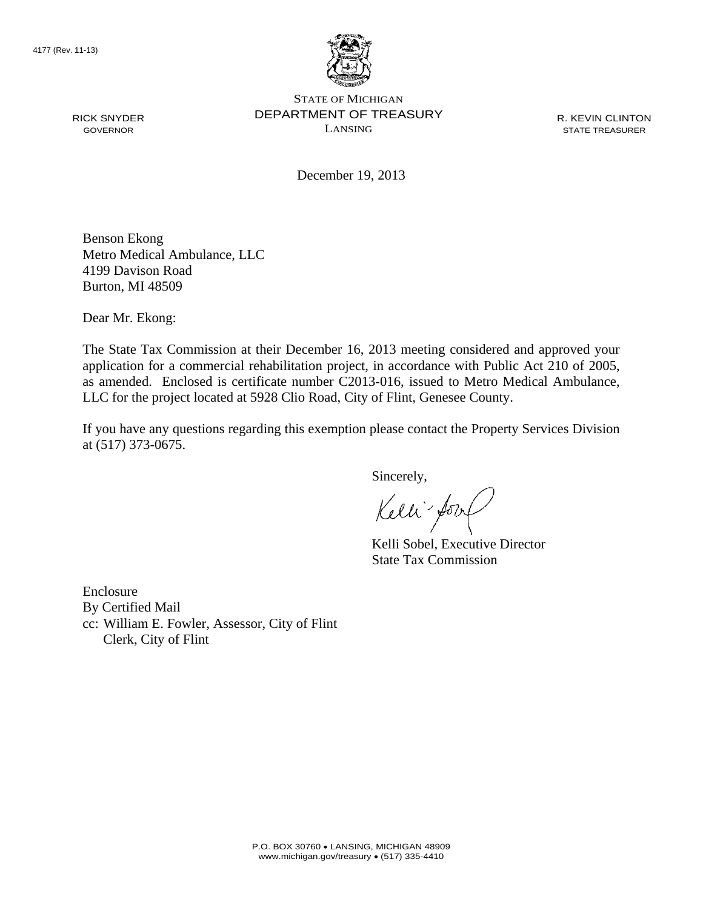4177 (Rev. 11-13)

STATE OF MICHIGAN
DEPARTMENT OF TREASURY
LANSING

RICK SNYDER
GOVERNOR

R. KEVIN CLINTON
STATE TREASURER

December 19, 2013

Benson Ekong
Metro Medical Ambulance, LLC
4199 Davison Road
Burton, MI 48509

Dear Mr. Ekong:

The State Tax Commission at their December 16, 2013 meeting considered and approved your application for a commercial rehabilitation project, in accordance with Public Act 210 of 2005, as amended. Enclosed is certificate number C2013-016, issued to Metro Medical Ambulance, LLC for the project located at 5928 Clio Road, City of Flint, Genesee County.

If you have any questions regarding this exemption please contact the Property Services Division at (517) 373-0675.

Sincerely,

Kelli Sobel, Executive Director
State Tax Commission

Enclosure
By Certified Mail
cc: William E. Fowler, Assessor, City of Flint
Clerk, City of Flint

P.O. BOX 30760 • LANSING, MICHIGAN 48909
www.michigan.gov/treasury • (517) 335-4410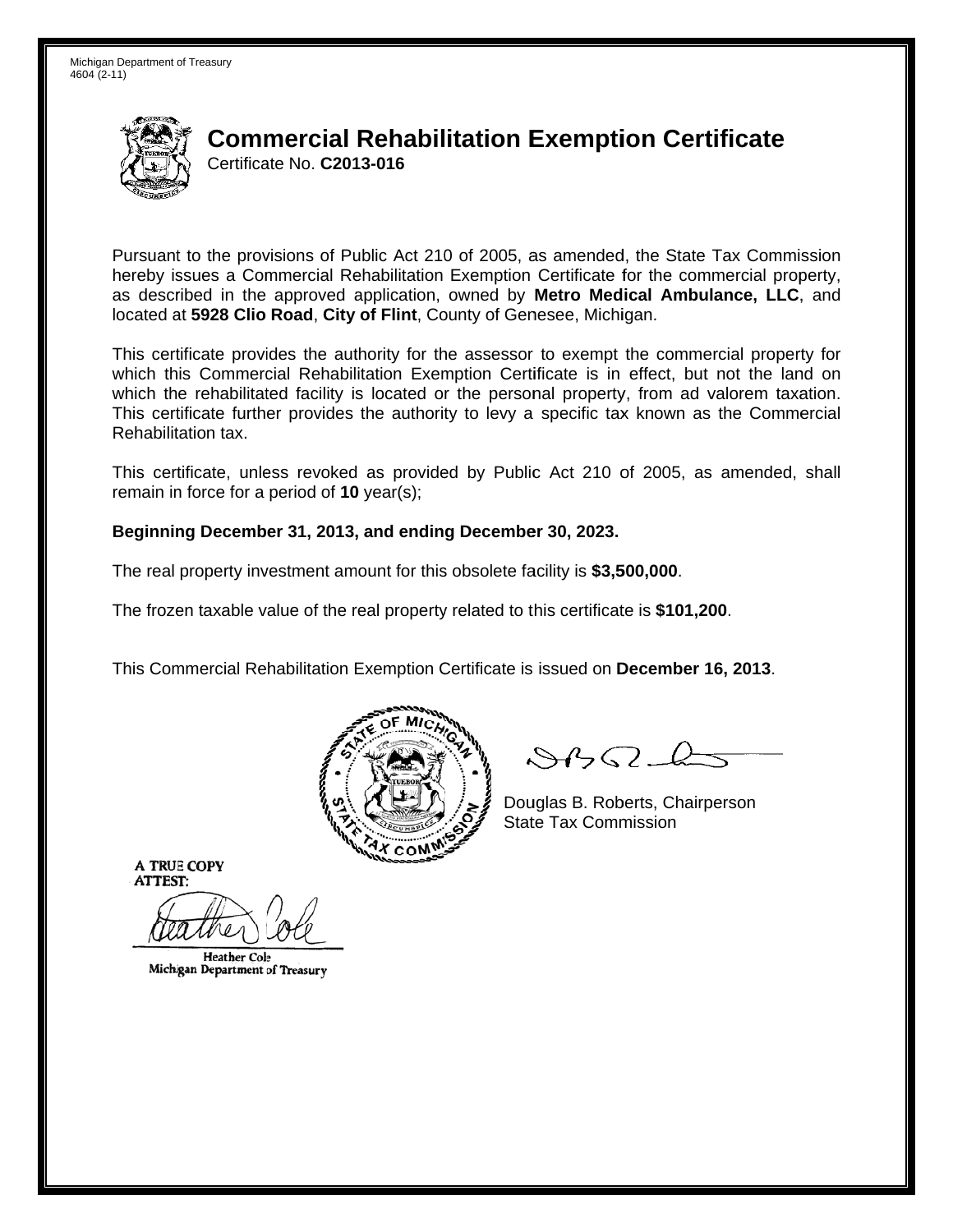Michigan Department of Treasury
4604 (2-11)

# Commercial Rehabilitation Exemption Certificate

Certificate No. **C2013-016**

Pursuant to the provisions of Public Act 210 of 2005, as amended, the State Tax Commission hereby issues a Commercial Rehabilitation Exemption Certificate for the commercial property, as described in the approved application, owned by **Metro Medical Ambulance, LLC**, and located at **5928 Clio Road**, **City of Flint**, County of Genesee, Michigan.

This certificate provides the authority for the assessor to exempt the commercial property for which this Commercial Rehabilitation Exemption Certificate is in effect, but not the land on which the rehabilitated facility is located or the personal property, from ad valorem taxation. This certificate further provides the authority to levy a specific tax known as the Commercial Rehabilitation tax.

This certificate, unless revoked as provided by Public Act 210 of 2005, as amended, shall remain in force for a period of **10** year(s);

**Beginning December 31, 2013, and ending December 30, 2023.**

The real property investment amount for this obsolete facility is **$3,500,000**.

The frozen taxable value of the real property related to this certificate is **$101,200**.

This Commercial Rehabilitation Exemption Certificate is issued on **December 16, 2013**.

Douglas B. Roberts, Chairperson
State Tax Commission

A TRUE COPY
ATTEST:

Heather Cole
Michigan Department of Treasury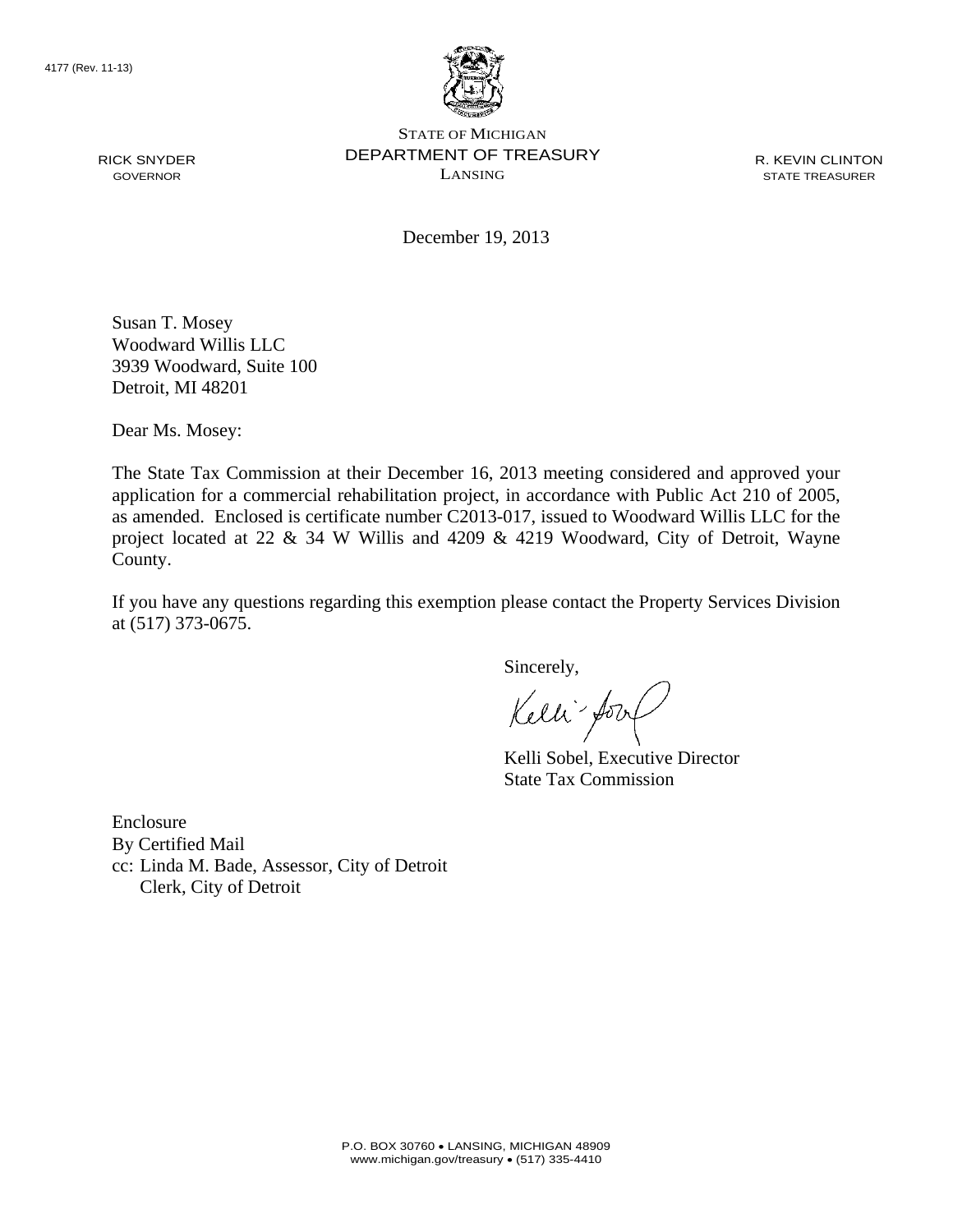4177 (Rev. 11-13)

RICK SNYDER
GOVERNOR

STATE OF MICHIGAN
DEPARTMENT OF TREASURY
LANSING

R. KEVIN CLINTON
STATE TREASURER

December 19, 2013

Susan T. Mosey
Woodward Willis LLC
3939 Woodward, Suite 100
Detroit, MI 48201

Dear Ms. Mosey:

The State Tax Commission at their December 16, 2013 meeting considered and approved your application for a commercial rehabilitation project, in accordance with Public Act 210 of 2005, as amended. Enclosed is certificate number C2013-017, issued to Woodward Willis LLC for the project located at 22 & 34 W Willis and 4209 & 4219 Woodward, City of Detroit, Wayne County.

If you have any questions regarding this exemption please contact the Property Services Division at (517) 373-0675.

Sincerely,

Kelli Sobel, Executive Director
State Tax Commission

Enclosure
By Certified Mail
cc: Linda M. Bade, Assessor, City of Detroit
Clerk, City of Detroit

P.O. BOX 30760 • LANSING, MICHIGAN 48909
www.michigan.gov/treasury • (517) 335-4410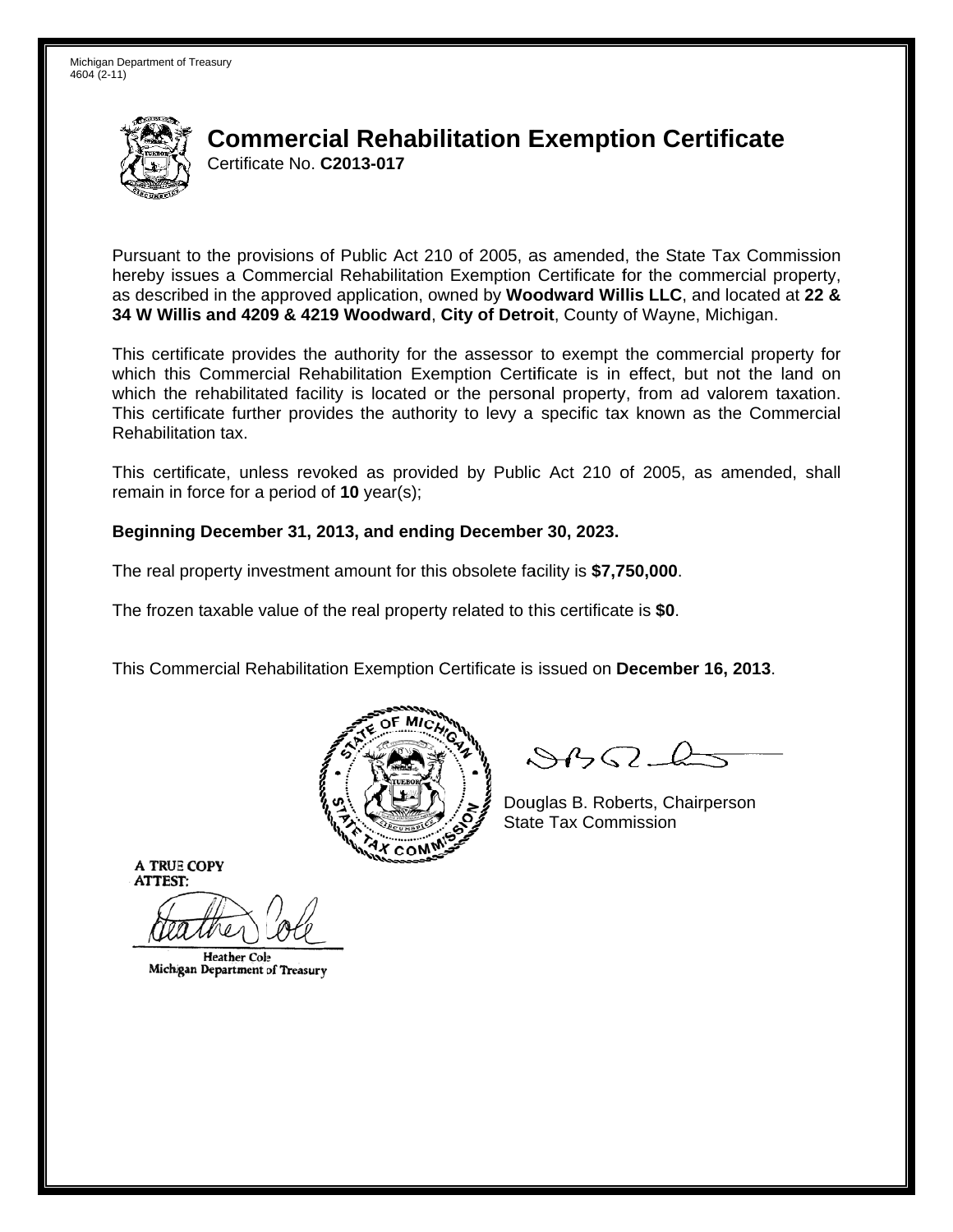Michigan Department of Treasury
4604 (2-11)

# Commercial Rehabilitation Exemption Certificate

Certificate No. **C2013-017**

Pursuant to the provisions of Public Act 210 of 2005, as amended, the State Tax Commission hereby issues a Commercial Rehabilitation Exemption Certificate for the commercial property, as described in the approved application, owned by **Woodward Willis LLC**, and located at **22 & 34 W Willis and 4209 & 4219 Woodward**, **City of Detroit**, County of Wayne, Michigan.

This certificate provides the authority for the assessor to exempt the commercial property for which this Commercial Rehabilitation Exemption Certificate is in effect, but not the land on which the rehabilitated facility is located or the personal property, from ad valorem taxation. This certificate further provides the authority to levy a specific tax known as the Commercial Rehabilitation tax.

This certificate, unless revoked as provided by Public Act 210 of 2005, as amended, shall remain in force for a period of **10** year(s);

**Beginning December 31, 2013, and ending December 30, 2023.**

The real property investment amount for this obsolete facility is **$7,750,000**.

The frozen taxable value of the real property related to this certificate is **$0**.

This Commercial Rehabilitation Exemption Certificate is issued on **December 16, 2013**.

Douglas B. Roberts, Chairperson
State Tax Commission

A TRUE COPY
ATTEST:

Heather Cole
Michigan Department of Treasury